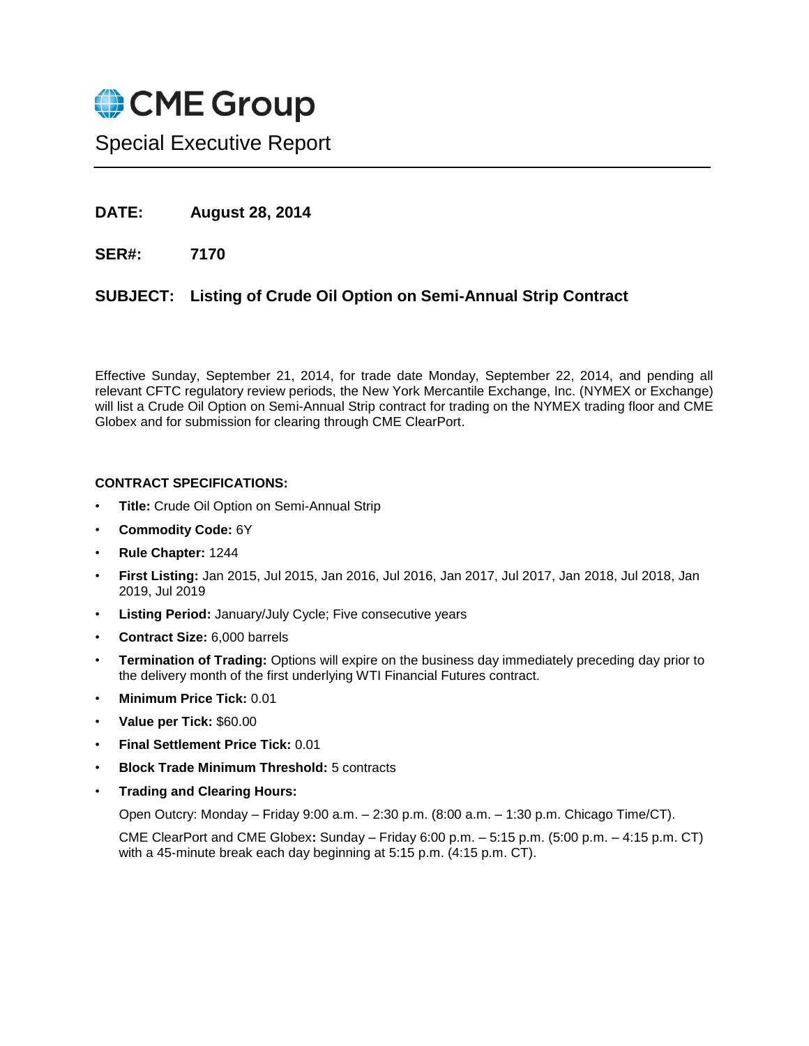CME Group

# Special Executive Report

**DATE:** **August 28, 2014**

**SER#:** **7170**

**SUBJECT:** **Listing of Crude Oil Option on Semi-Annual Strip Contract**

Effective Sunday, September 21, 2014, for trade date Monday, September 22, 2014, and pending all relevant CFTC regulatory review periods, the New York Mercantile Exchange, Inc. (NYMEX or Exchange) will list a Crude Oil Option on Semi-Annual Strip contract for trading on the NYMEX trading floor and CME Globex and for submission for clearing through CME ClearPort.

**CONTRACT SPECIFICATIONS:**

- **Title:** Crude Oil Option on Semi-Annual Strip
- **Commodity Code:** 6Y
- **Rule Chapter:** 1244
- **First Listing:** Jan 2015, Jul 2015, Jan 2016, Jul 2016, Jan 2017, Jul 2017, Jan 2018, Jul 2018, Jan 2019, Jul 2019
- **Listing Period:** January/July Cycle; Five consecutive years
- **Contract Size:** 6,000 barrels
- **Termination of Trading:** Options will expire on the business day immediately preceding day prior to the delivery month of the first underlying WTI Financial Futures contract.
- **Minimum Price Tick:** 0.01
- **Value per Tick:** $60.00
- **Final Settlement Price Tick:** 0.01
- **Block Trade Minimum Threshold:** 5 contracts
- **Trading and Clearing Hours:**

  Open Outcry: Monday – Friday 9:00 a.m. – 2:30 p.m. (8:00 a.m. – 1:30 p.m. Chicago Time/CT).

  CME ClearPort and CME Globex**:** Sunday – Friday 6:00 p.m. – 5:15 p.m. (5:00 p.m. – 4:15 p.m. CT) with a 45-minute break each day beginning at 5:15 p.m. (4:15 p.m. CT).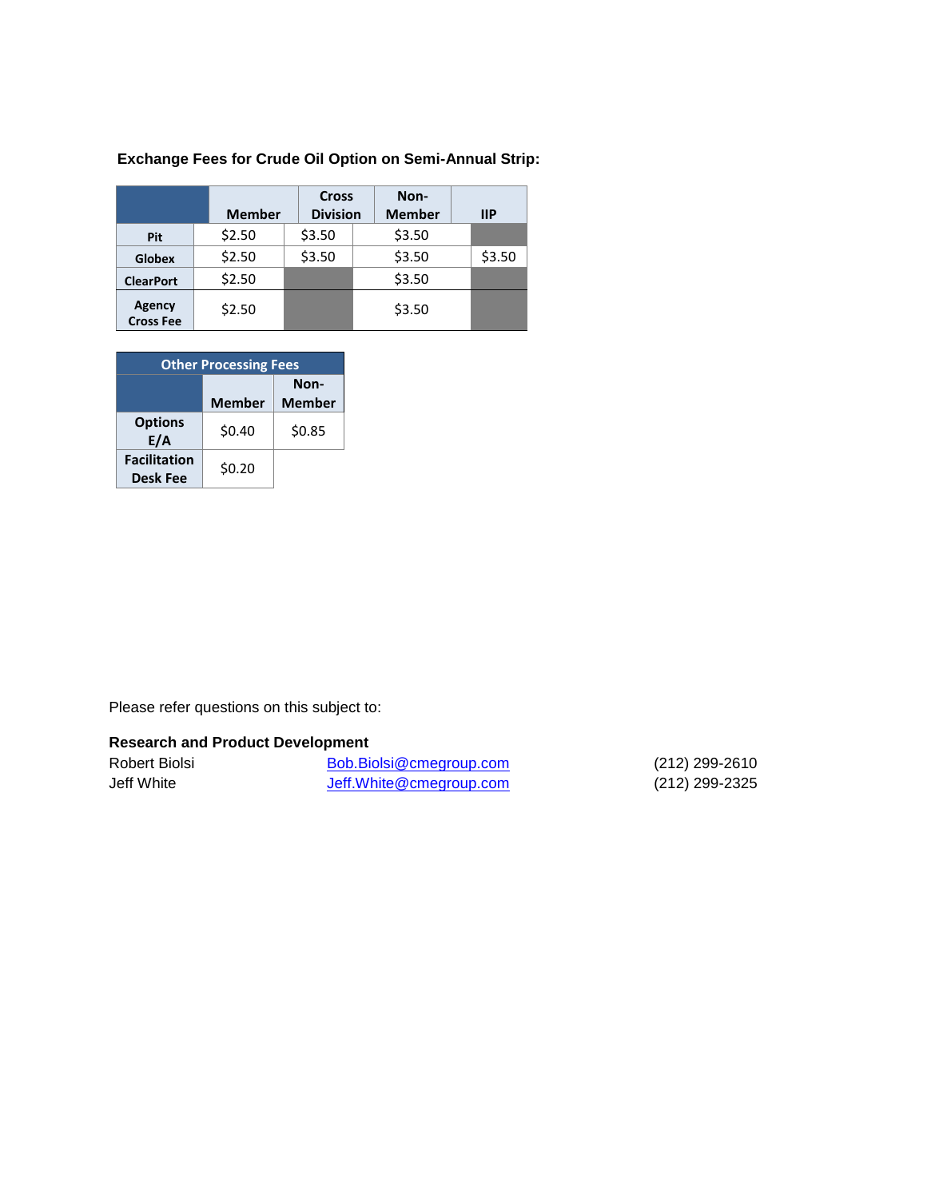**Exchange Fees for Crude Oil Option on Semi-Annual Strip:**

| | Member | Cross Division | Non-Member | IIP |
|---|---|---|---|---|
| Pit | $2.50 | $3.50 | $3.50 | |
| Globex | $2.50 | $3.50 | $3.50 | $3.50 |
| ClearPort | $2.50 | | $3.50 | |
| Agency Cross Fee | $2.50 | | $3.50 | |

| Other Processing Fees | | |
|---|---|---|
| | Member | Non-Member |
| Options E/A | $0.40 | $0.85 |
| Facilitation Desk Fee | $0.20 | |

Please refer questions on this subject to:

**Research and Product Development**

Robert Biolsi Bob.Biolsi@cmegroup.com (212) 299-2610
Jeff White Jeff.White@cmegroup.com (212) 299-2325